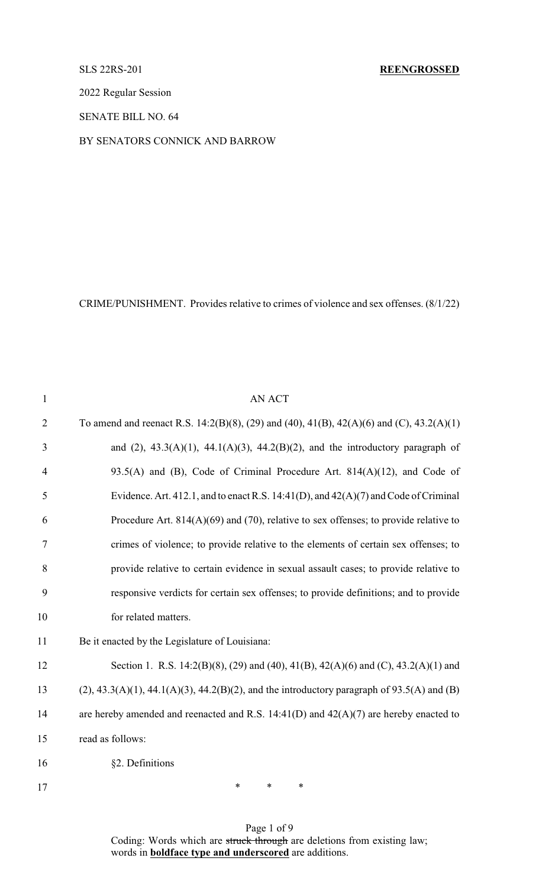SLS 22RS-201 **REENGROSSED**

2022 Regular Session

SENATE BILL NO. 64

BY SENATORS CONNICK AND BARROW

CRIME/PUNISHMENT. Provides relative to crimes of violence and sex offenses. (8/1/22)

AN ACT

To amend and reenact R.S. 14:2(B)(8), (29) and (40), 41(B), 42(A)(6) and (C), 43.2(A)(1) and (2), 43.3(A)(1), 44.1(A)(3), 44.2(B)(2), and the introductory paragraph of 93.5(A) and (B), Code of Criminal Procedure Art. 814(A)(12), and Code of Evidence. Art. 412.1, and to enact R.S. 14:41(D), and 42(A)(7) and Code of Criminal Procedure Art. 814(A)(69) and (70), relative to sex offenses; to provide relative to crimes of violence; to provide relative to the elements of certain sex offenses; to provide relative to certain evidence in sexual assault cases; to provide relative to responsive verdicts for certain sex offenses; to provide definitions; and to provide for related matters.

Be it enacted by the Legislature of Louisiana:

Section 1. R.S. 14:2(B)(8), (29) and (40), 41(B), 42(A)(6) and (C), 43.2(A)(1) and (2), 43.3(A)(1), 44.1(A)(3), 44.2(B)(2), and the introductory paragraph of 93.5(A) and (B) are hereby amended and reenacted and R.S. 14:41(D) and 42(A)(7) are hereby enacted to read as follows:

§2. Definitions

\* \* \*

Coding: Words which are ~~struck through~~ are deletions from existing law; words in **boldface type and underscored** are additions.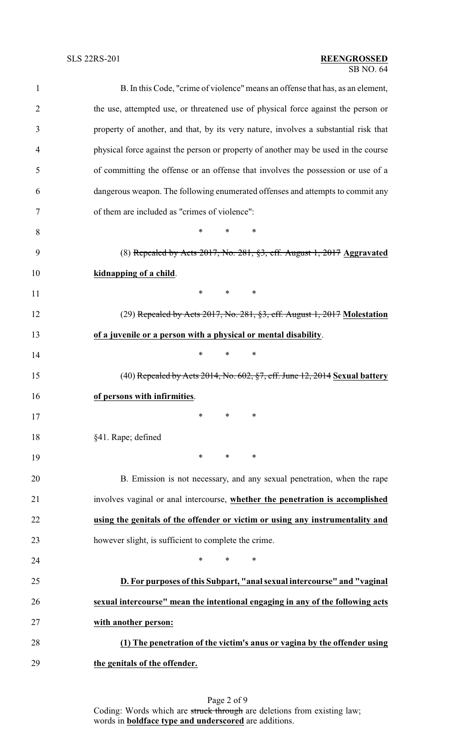B. In this Code, "crime of violence" means an offense that has, as an element, the use, attempted use, or threatened use of physical force against the person or property of another, and that, by its very nature, involves a substantial risk that physical force against the person or property of another may be used in the course of committing the offense or an offense that involves the possession or use of a dangerous weapon. The following enumerated offenses and attempts to commit any of them are included as "crimes of violence":

\* \* \*

(8) ~~Repealed by Acts 2017, No. 281, §3, eff. August 1, 2017~~ **Aggravated kidnapping of a child**.

\* \* \*

(29) ~~Repealed by Acts 2017, No. 281, §3, eff. August 1, 2017~~ **Molestation of a juvenile or a person with a physical or mental disability**.

\* \* \*

(40) ~~Repealed by Acts 2014, No. 602, §7, eff. June 12, 2014~~ **Sexual battery of persons with infirmities**.

\* \* \*

§41. Rape; defined

\* \* \*

B. Emission is not necessary, and any sexual penetration, when the rape involves vaginal or anal intercourse, **whether the penetration is accomplished using the genitals of the offender or victim or using any instrumentality and** however slight, is sufficient to complete the crime.

\* \* \*

**D. For purposes of this Subpart, "anal sexual intercourse" and "vaginal sexual intercourse" mean the intentional engaging in any of the following acts with another person:**

**(1) The penetration of the victim's anus or vagina by the offender using the genitals of the offender.**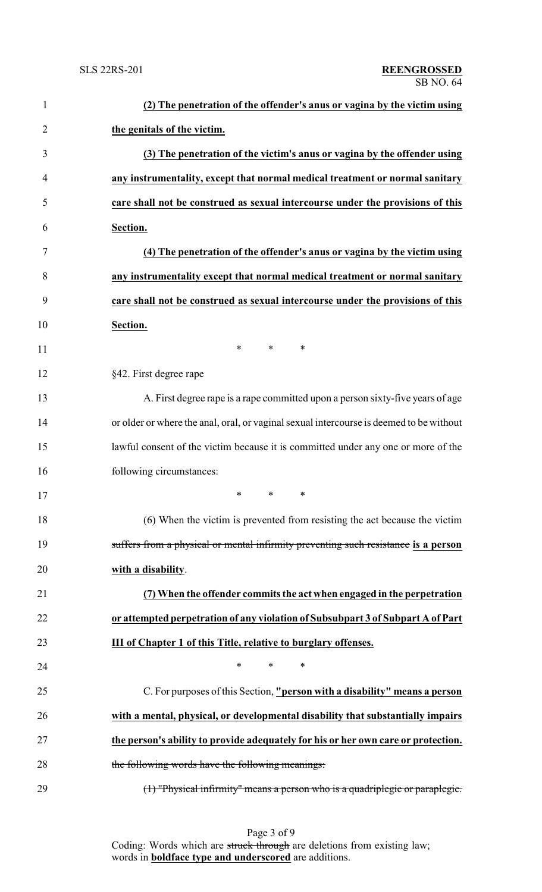**(2) The penetration of the offender's anus or vagina by the victim using the genitals of the victim.**

**(3) The penetration of the victim's anus or vagina by the offender using any instrumentality, except that normal medical treatment or normal sanitary care shall not be construed as sexual intercourse under the provisions of this Section.**

**(4) The penetration of the offender's anus or vagina by the victim using any instrumentality except that normal medical treatment or normal sanitary care shall not be construed as sexual intercourse under the provisions of this Section.**

\* \* \*

§42. First degree rape

A. First degree rape is a rape committed upon a person sixty-five years of age or older or where the anal, oral, or vaginal sexual intercourse is deemed to be without lawful consent of the victim because it is committed under any one or more of the following circumstances:

\* \* \*

(6) When the victim is prevented from resisting the act because the victim ~~suffers from a physical or mental infirmity preventing such resistance~~ **is a person with a disability**.

**(7) When the offender commits the act when engaged in the perpetration or attempted perpetration of any violation of Subsubpart 3 of Subpart A of Part III of Chapter 1 of this Title, relative to burglary offenses.**

\* \* \*

C. For purposes of this Section, **"person with a disability" means a person with a mental, physical, or developmental disability that substantially impairs the person's ability to provide adequately for his or her own care or protection.** ~~the following words have the following meanings:~~

~~(1) "Physical infirmity" means a person who is a quadriplegic or paraplegic.~~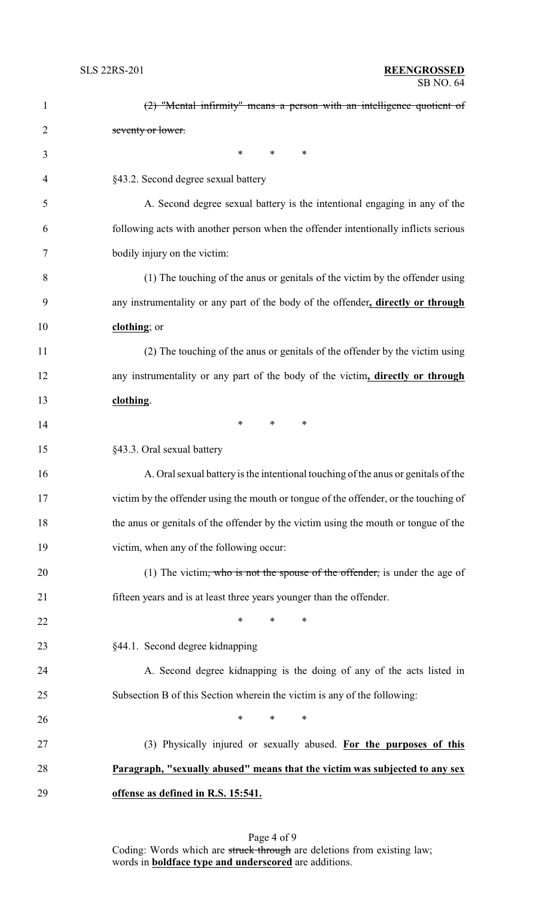~~(2) "Mental infirmity" means a person with an intelligence quotient of seventy or lower.~~

\* \* \*

§43.2. Second degree sexual battery

A. Second degree sexual battery is the intentional engaging in any of the following acts with another person when the offender intentionally inflicts serious bodily injury on the victim:

(1) The touching of the anus or genitals of the victim by the offender using any instrumentality or any part of the body of the offender**<u>, directly or through clothing</u>**; or

(2) The touching of the anus or genitals of the offender by the victim using any instrumentality or any part of the body of the victim**<u>, directly or through clothing</u>**.

\* \* \*

§43.3. Oral sexual battery

A. Oral sexual battery is the intentional touching of the anus or genitals of the victim by the offender using the mouth or tongue of the offender, or the touching of the anus or genitals of the offender by the victim using the mouth or tongue of the victim, when any of the following occur:

(1) The victim~~, who is not the spouse of the offender,~~ is under the age of fifteen years and is at least three years younger than the offender.

\* \* \*

§44.1. Second degree kidnapping

A. Second degree kidnapping is the doing of any of the acts listed in Subsection B of this Section wherein the victim is any of the following:

\* \* \*

(3) Physically injured or sexually abused. **<u>For the purposes of this Paragraph, "sexually abused" means that the victim was subjected to any sex offense as defined in R.S. 15:541.</u>**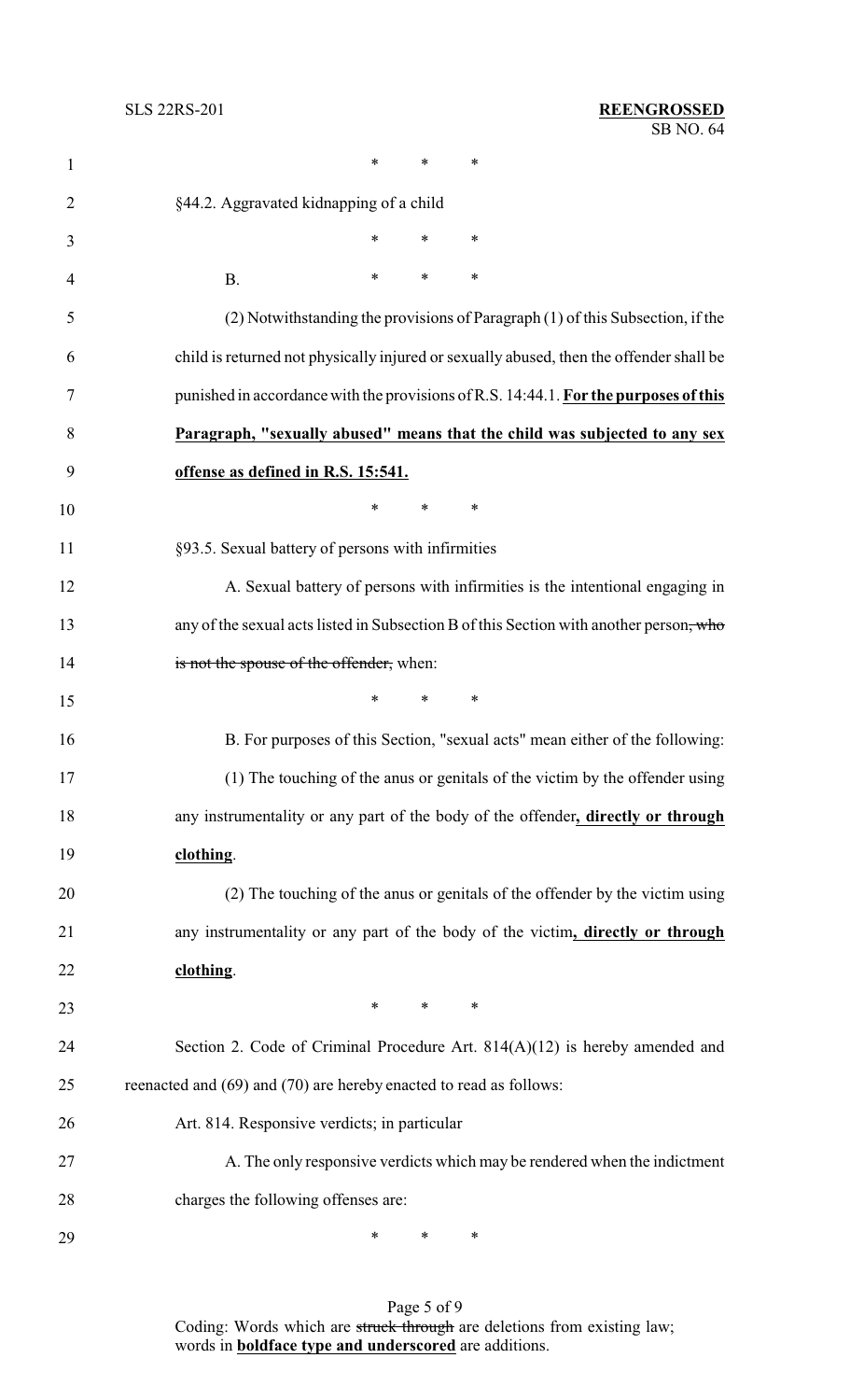\*    \*    \*

§44.2. Aggravated kidnapping of a child

\*    \*    \*

B.    \*    \*    \*

(2) Notwithstanding the provisions of Paragraph (1) of this Subsection, if the child is returned not physically injured or sexually abused, then the offender shall be punished in accordance with the provisions of R.S. 14:44.1. **For the purposes of this Paragraph, "sexually abused" means that the child was subjected to any sex offense as defined in R.S. 15:541.**

\*    \*    \*

§93.5. Sexual battery of persons with infirmities

A. Sexual battery of persons with infirmities is the intentional engaging in any of the sexual acts listed in Subsection B of this Section with another person~~, who is not the spouse of the offender,~~ when:

\*    \*    \*

B. For purposes of this Section, "sexual acts" mean either of the following:

(1) The touching of the anus or genitals of the victim by the offender using any instrumentality or any part of the body of the offender**, directly or through clothing**.

(2) The touching of the anus or genitals of the offender by the victim using any instrumentality or any part of the body of the victim**, directly or through clothing**.

\*    \*    \*

Section 2. Code of Criminal Procedure Art. 814(A)(12) is hereby amended and reenacted and (69) and (70) are hereby enacted to read as follows:

Art. 814. Responsive verdicts; in particular

A. The only responsive verdicts which may be rendered when the indictment charges the following offenses are:

\*    \*    \*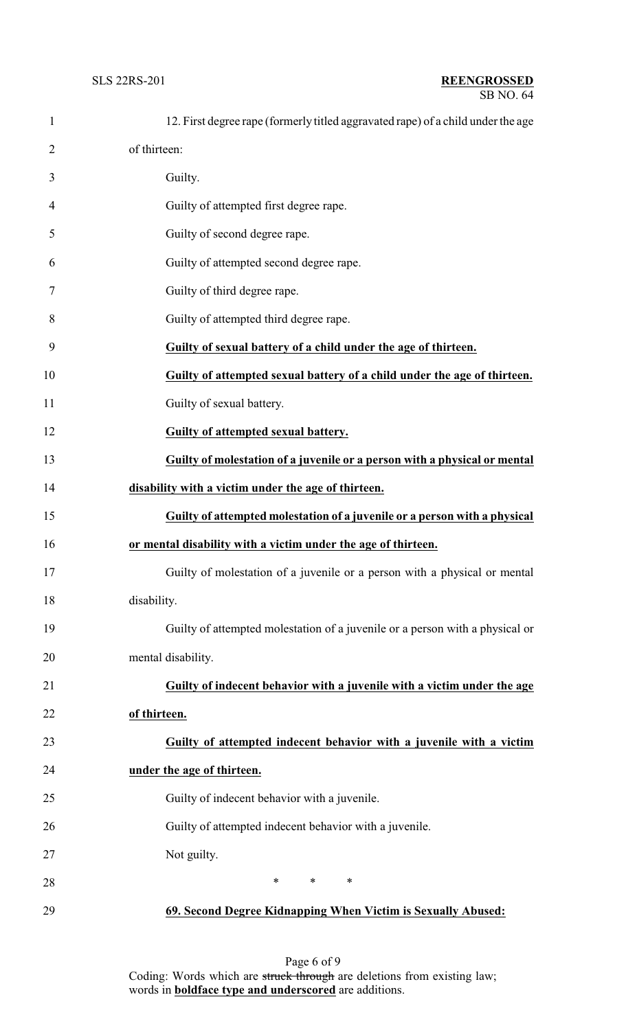12. First degree rape (formerly titled aggravated rape) of a child under the age of thirteen:

Guilty.

Guilty of attempted first degree rape.

Guilty of second degree rape.

Guilty of attempted second degree rape.

Guilty of third degree rape.

Guilty of attempted third degree rape.

**Guilty of sexual battery of a child under the age of thirteen.**

**Guilty of attempted sexual battery of a child under the age of thirteen.**

Guilty of sexual battery.

**Guilty of attempted sexual battery.**

**Guilty of molestation of a juvenile or a person with a physical or mental disability with a victim under the age of thirteen.**

**Guilty of attempted molestation of a juvenile or a person with a physical or mental disability with a victim under the age of thirteen.**

Guilty of molestation of a juvenile or a person with a physical or mental disability.

Guilty of attempted molestation of a juvenile or a person with a physical or mental disability.

**Guilty of indecent behavior with a juvenile with a victim under the age of thirteen.**

**Guilty of attempted indecent behavior with a juvenile with a victim under the age of thirteen.**

Guilty of indecent behavior with a juvenile.

Guilty of attempted indecent behavior with a juvenile.

Not guilty.

\* \* \*

**69. Second Degree Kidnapping When Victim is Sexually Abused:**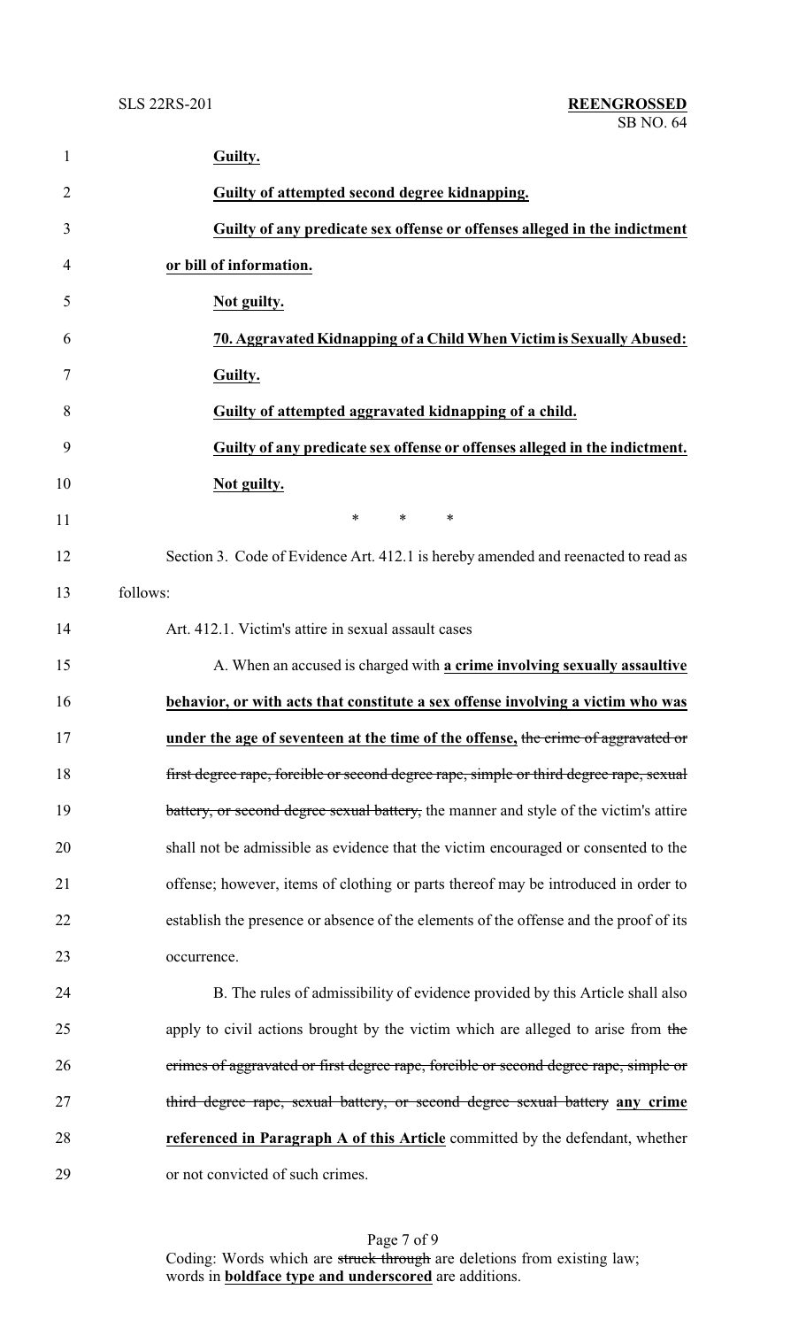**Guilty.**

**Guilty of attempted second degree kidnapping.**

**Guilty of any predicate sex offense or offenses alleged in the indictment or bill of information.**

**Not guilty.**

**70. Aggravated Kidnapping of a Child When Victim is Sexually Abused:**

**Guilty.**

**Guilty of attempted aggravated kidnapping of a child.**

**Guilty of any predicate sex offense or offenses alleged in the indictment.**

**Not guilty.**

\* \* \*

Section 3. Code of Evidence Art. 412.1 is hereby amended and reenacted to read as follows:

Art. 412.1. Victim's attire in sexual assault cases

A. When an accused is charged with **a crime involving sexually assaultive behavior, or with acts that constitute a sex offense involving a victim who was under the age of seventeen at the time of the offense,** ~~the crime of aggravated or first degree rape, forcible or second degree rape, simple or third degree rape, sexual battery, or second degree sexual battery,~~ the manner and style of the victim's attire shall not be admissible as evidence that the victim encouraged or consented to the offense; however, items of clothing or parts thereof may be introduced in order to establish the presence or absence of the elements of the offense and the proof of its occurrence.

B. The rules of admissibility of evidence provided by this Article shall also apply to civil actions brought by the victim which are alleged to arise from ~~the crimes of aggravated or first degree rape, forcible or second degree rape, simple or third degree rape, sexual battery, or second degree sexual battery~~ **any crime referenced in Paragraph A of this Article** committed by the defendant, whether or not convicted of such crimes.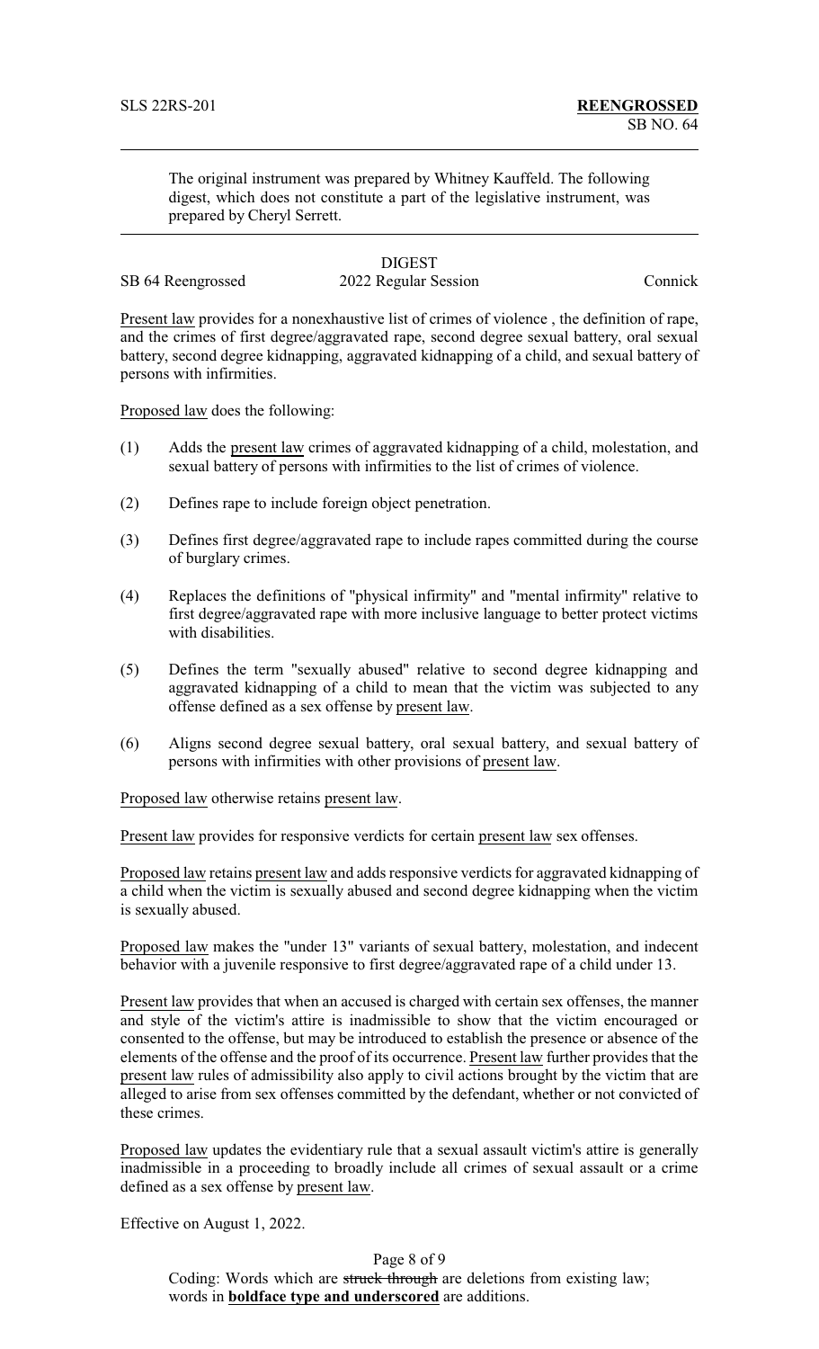The original instrument was prepared by Whitney Kauffeld. The following digest, which does not constitute a part of the legislative instrument, was prepared by Cheryl Serrett.

DIGEST

SB 64 Reengrossed 2022 Regular Session Connick

Present law provides for a nonexhaustive list of crimes of violence , the definition of rape, and the crimes of first degree/aggravated rape, second degree sexual battery, oral sexual battery, second degree kidnapping, aggravated kidnapping of a child, and sexual battery of persons with infirmities.

Proposed law does the following:

(1) Adds the present law crimes of aggravated kidnapping of a child, molestation, and sexual battery of persons with infirmities to the list of crimes of violence.

(2) Defines rape to include foreign object penetration.

(3) Defines first degree/aggravated rape to include rapes committed during the course of burglary crimes.

(4) Replaces the definitions of "physical infirmity" and "mental infirmity" relative to first degree/aggravated rape with more inclusive language to better protect victims with disabilities.

(5) Defines the term "sexually abused" relative to second degree kidnapping and aggravated kidnapping of a child to mean that the victim was subjected to any offense defined as a sex offense by present law.

(6) Aligns second degree sexual battery, oral sexual battery, and sexual battery of persons with infirmities with other provisions of present law.

Proposed law otherwise retains present law.

Present law provides for responsive verdicts for certain present law sex offenses.

Proposed law retains present law and adds responsive verdicts for aggravated kidnapping of a child when the victim is sexually abused and second degree kidnapping when the victim is sexually abused.

Proposed law makes the "under 13" variants of sexual battery, molestation, and indecent behavior with a juvenile responsive to first degree/aggravated rape of a child under 13.

Present law provides that when an accused is charged with certain sex offenses, the manner and style of the victim's attire is inadmissible to show that the victim encouraged or consented to the offense, but may be introduced to establish the presence or absence of the elements of the offense and the proof of its occurrence. Present law further provides that the present law rules of admissibility also apply to civil actions brought by the victim that are alleged to arise from sex offenses committed by the defendant, whether or not convicted of these crimes.

Proposed law updates the evidentiary rule that a sexual assault victim's attire is generally inadmissible in a proceeding to broadly include all crimes of sexual assault or a crime defined as a sex offense by present law.

Effective on August 1, 2022.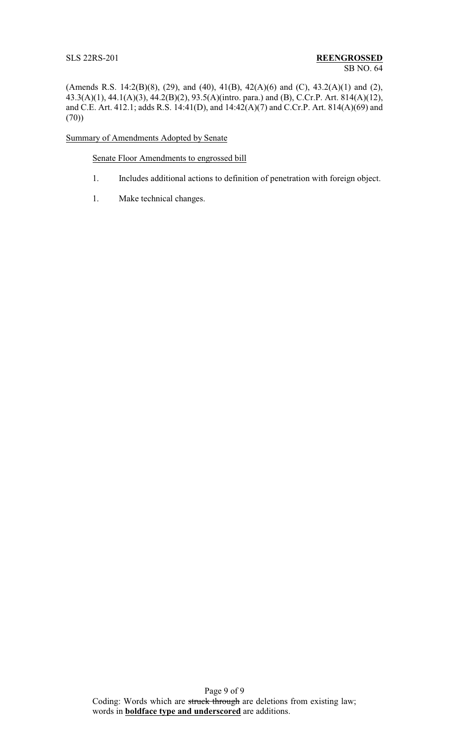(Amends R.S. 14:2(B)(8), (29), and (40), 41(B), 42(A)(6) and (C), 43.2(A)(1) and (2), 43.3(A)(1), 44.1(A)(3), 44.2(B)(2), 93.5(A)(intro. para.) and (B), C.Cr.P. Art. 814(A)(12), and C.E. Art. 412.1; adds R.S. 14:41(D), and 14:42(A)(7) and C.Cr.P. Art. 814(A)(69) and (70))

Summary of Amendments Adopted by Senate

Senate Floor Amendments to engrossed bill

1. Includes additional actions to definition of penetration with foreign object.

1. Make technical changes.